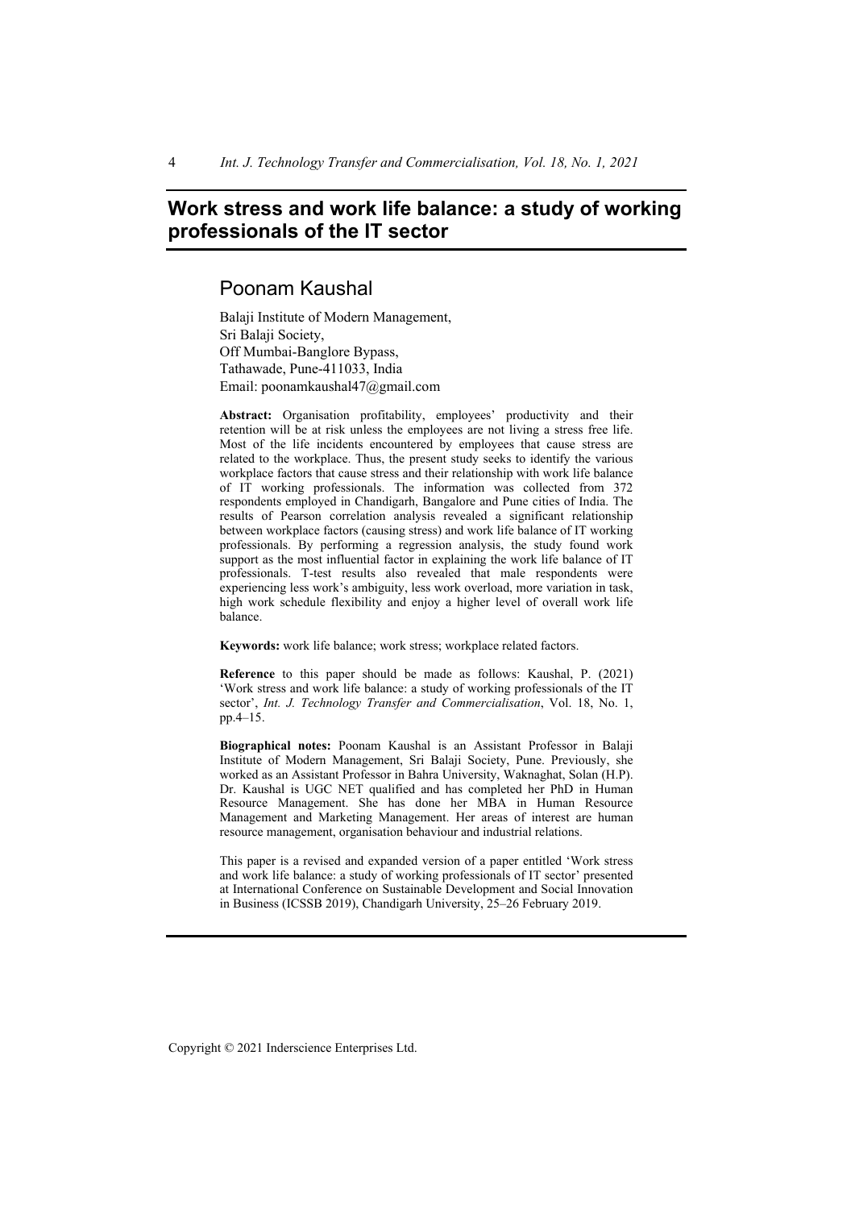# Work stress and work life balance: a study of working professionals of the IT sector

## Poonam Kaushal

Balaji Institute of Modern Management,
Sri Balaji Society,
Off Mumbai-Banglore Bypass,
Tathawade, Pune-411033, India
Email: poonamkaushal47@gmail.com

**Abstract:** Organisation profitability, employees' productivity and their retention will be at risk unless the employees are not living a stress free life. Most of the life incidents encountered by employees that cause stress are related to the workplace. Thus, the present study seeks to identify the various workplace factors that cause stress and their relationship with work life balance of IT working professionals. The information was collected from 372 respondents employed in Chandigarh, Bangalore and Pune cities of India. The results of Pearson correlation analysis revealed a significant relationship between workplace factors (causing stress) and work life balance of IT working professionals. By performing a regression analysis, the study found work support as the most influential factor in explaining the work life balance of IT professionals. T-test results also revealed that male respondents were experiencing less work's ambiguity, less work overload, more variation in task, high work schedule flexibility and enjoy a higher level of overall work life balance.

**Keywords:** work life balance; work stress; workplace related factors.

**Reference** to this paper should be made as follows: Kaushal, P. (2021) 'Work stress and work life balance: a study of working professionals of the IT sector', *Int. J. Technology Transfer and Commercialisation*, Vol. 18, No. 1, pp.4–15.

**Biographical notes:** Poonam Kaushal is an Assistant Professor in Balaji Institute of Modern Management, Sri Balaji Society, Pune. Previously, she worked as an Assistant Professor in Bahra University, Waknaghat, Solan (H.P). Dr. Kaushal is UGC NET qualified and has completed her PhD in Human Resource Management. She has done her MBA in Human Resource Management and Marketing Management. Her areas of interest are human resource management, organisation behaviour and industrial relations.

This paper is a revised and expanded version of a paper entitled 'Work stress and work life balance: a study of working professionals of IT sector' presented at International Conference on Sustainable Development and Social Innovation in Business (ICSSB 2019), Chandigarh University, 25–26 February 2019.

Copyright © 2021 Inderscience Enterprises Ltd.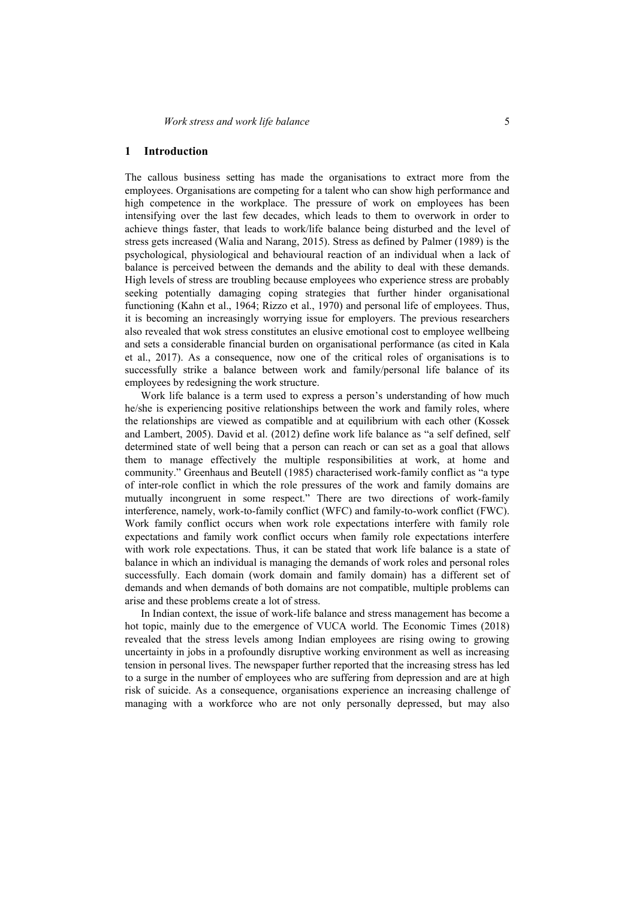## 1 Introduction

The callous business setting has made the organisations to extract more from the employees. Organisations are competing for a talent who can show high performance and high competence in the workplace. The pressure of work on employees has been intensifying over the last few decades, which leads to them to overwork in order to achieve things faster, that leads to work/life balance being disturbed and the level of stress gets increased (Walia and Narang, 2015). Stress as defined by Palmer (1989) is the psychological, physiological and behavioural reaction of an individual when a lack of balance is perceived between the demands and the ability to deal with these demands. High levels of stress are troubling because employees who experience stress are probably seeking potentially damaging coping strategies that further hinder organisational functioning (Kahn et al., 1964; Rizzo et al., 1970) and personal life of employees. Thus, it is becoming an increasingly worrying issue for employers. The previous researchers also revealed that wok stress constitutes an elusive emotional cost to employee wellbeing and sets a considerable financial burden on organisational performance (as cited in Kala et al., 2017). As a consequence, now one of the critical roles of organisations is to successfully strike a balance between work and family/personal life balance of its employees by redesigning the work structure.

Work life balance is a term used to express a person's understanding of how much he/she is experiencing positive relationships between the work and family roles, where the relationships are viewed as compatible and at equilibrium with each other (Kossek and Lambert, 2005). David et al. (2012) define work life balance as "a self defined, self determined state of well being that a person can reach or can set as a goal that allows them to manage effectively the multiple responsibilities at work, at home and community." Greenhaus and Beutell (1985) characterised work-family conflict as "a type of inter-role conflict in which the role pressures of the work and family domains are mutually incongruent in some respect." There are two directions of work-family interference, namely, work-to-family conflict (WFC) and family-to-work conflict (FWC). Work family conflict occurs when work role expectations interfere with family role expectations and family work conflict occurs when family role expectations interfere with work role expectations. Thus, it can be stated that work life balance is a state of balance in which an individual is managing the demands of work roles and personal roles successfully. Each domain (work domain and family domain) has a different set of demands and when demands of both domains are not compatible, multiple problems can arise and these problems create a lot of stress.

In Indian context, the issue of work-life balance and stress management has become a hot topic, mainly due to the emergence of VUCA world. The Economic Times (2018) revealed that the stress levels among Indian employees are rising owing to growing uncertainty in jobs in a profoundly disruptive working environment as well as increasing tension in personal lives. The newspaper further reported that the increasing stress has led to a surge in the number of employees who are suffering from depression and are at high risk of suicide. As a consequence, organisations experience an increasing challenge of managing with a workforce who are not only personally depressed, but may also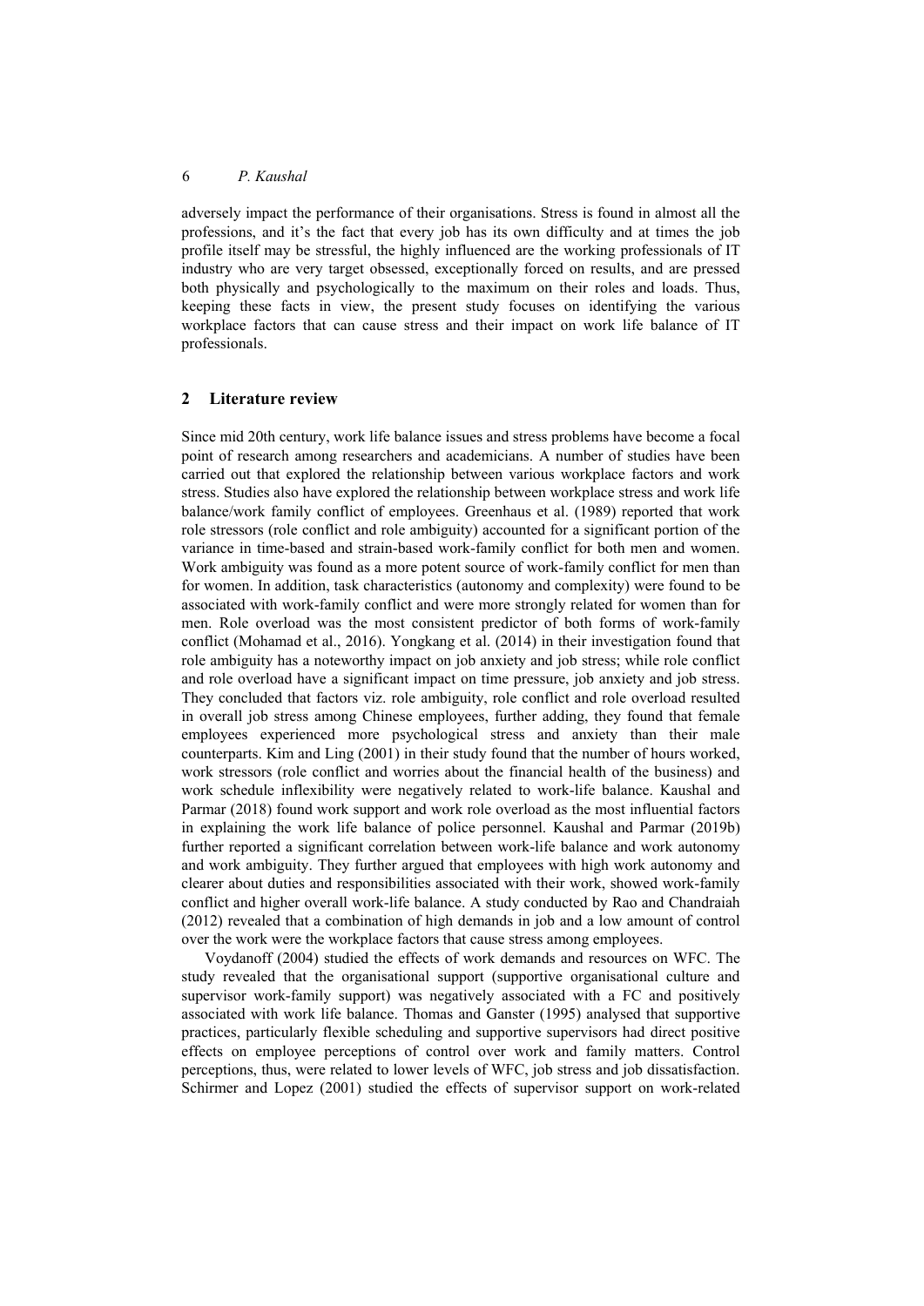adversely impact the performance of their organisations. Stress is found in almost all the professions, and it's the fact that every job has its own difficulty and at times the job profile itself may be stressful, the highly influenced are the working professionals of IT industry who are very target obsessed, exceptionally forced on results, and are pressed both physically and psychologically to the maximum on their roles and loads. Thus, keeping these facts in view, the present study focuses on identifying the various workplace factors that can cause stress and their impact on work life balance of IT professionals.

## 2 Literature review

Since mid 20th century, work life balance issues and stress problems have become a focal point of research among researchers and academicians. A number of studies have been carried out that explored the relationship between various workplace factors and work stress. Studies also have explored the relationship between workplace stress and work life balance/work family conflict of employees. Greenhaus et al. (1989) reported that work role stressors (role conflict and role ambiguity) accounted for a significant portion of the variance in time-based and strain-based work-family conflict for both men and women. Work ambiguity was found as a more potent source of work-family conflict for men than for women. In addition, task characteristics (autonomy and complexity) were found to be associated with work-family conflict and were more strongly related for women than for men. Role overload was the most consistent predictor of both forms of work-family conflict (Mohamad et al., 2016). Yongkang et al. (2014) in their investigation found that role ambiguity has a noteworthy impact on job anxiety and job stress; while role conflict and role overload have a significant impact on time pressure, job anxiety and job stress. They concluded that factors viz. role ambiguity, role conflict and role overload resulted in overall job stress among Chinese employees, further adding, they found that female employees experienced more psychological stress and anxiety than their male counterparts. Kim and Ling (2001) in their study found that the number of hours worked, work stressors (role conflict and worries about the financial health of the business) and work schedule inflexibility were negatively related to work-life balance. Kaushal and Parmar (2018) found work support and work role overload as the most influential factors in explaining the work life balance of police personnel. Kaushal and Parmar (2019b) further reported a significant correlation between work-life balance and work autonomy and work ambiguity. They further argued that employees with high work autonomy and clearer about duties and responsibilities associated with their work, showed work-family conflict and higher overall work-life balance. A study conducted by Rao and Chandraiah (2012) revealed that a combination of high demands in job and a low amount of control over the work were the workplace factors that cause stress among employees.

Voydanoff (2004) studied the effects of work demands and resources on WFC. The study revealed that the organisational support (supportive organisational culture and supervisor work-family support) was negatively associated with a FC and positively associated with work life balance. Thomas and Ganster (1995) analysed that supportive practices, particularly flexible scheduling and supportive supervisors had direct positive effects on employee perceptions of control over work and family matters. Control perceptions, thus, were related to lower levels of WFC, job stress and job dissatisfaction. Schirmer and Lopez (2001) studied the effects of supervisor support on work-related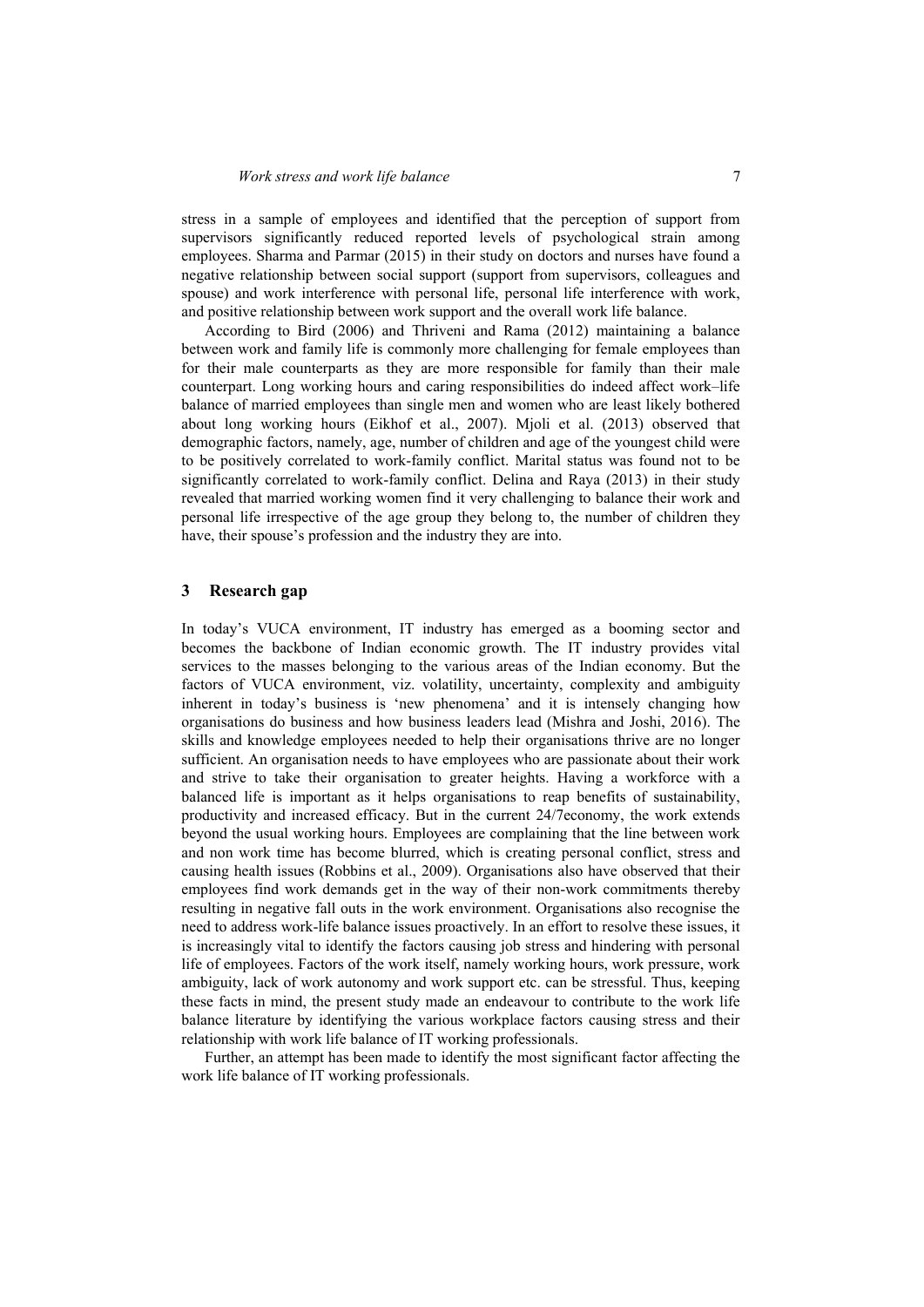stress in a sample of employees and identified that the perception of support from supervisors significantly reduced reported levels of psychological strain among employees. Sharma and Parmar (2015) in their study on doctors and nurses have found a negative relationship between social support (support from supervisors, colleagues and spouse) and work interference with personal life, personal life interference with work, and positive relationship between work support and the overall work life balance.

According to Bird (2006) and Thriveni and Rama (2012) maintaining a balance between work and family life is commonly more challenging for female employees than for their male counterparts as they are more responsible for family than their male counterpart. Long working hours and caring responsibilities do indeed affect work–life balance of married employees than single men and women who are least likely bothered about long working hours (Eikhof et al., 2007). Mjoli et al. (2013) observed that demographic factors, namely, age, number of children and age of the youngest child were to be positively correlated to work-family conflict. Marital status was found not to be significantly correlated to work-family conflict. Delina and Raya (2013) in their study revealed that married working women find it very challenging to balance their work and personal life irrespective of the age group they belong to, the number of children they have, their spouse's profession and the industry they are into.

## 3 Research gap

In today's VUCA environment, IT industry has emerged as a booming sector and becomes the backbone of Indian economic growth. The IT industry provides vital services to the masses belonging to the various areas of the Indian economy. But the factors of VUCA environment, viz. volatility, uncertainty, complexity and ambiguity inherent in today's business is 'new phenomena' and it is intensely changing how organisations do business and how business leaders lead (Mishra and Joshi, 2016). The skills and knowledge employees needed to help their organisations thrive are no longer sufficient. An organisation needs to have employees who are passionate about their work and strive to take their organisation to greater heights. Having a workforce with a balanced life is important as it helps organisations to reap benefits of sustainability, productivity and increased efficacy. But in the current 24/7economy, the work extends beyond the usual working hours. Employees are complaining that the line between work and non work time has become blurred, which is creating personal conflict, stress and causing health issues (Robbins et al., 2009). Organisations also have observed that their employees find work demands get in the way of their non-work commitments thereby resulting in negative fall outs in the work environment. Organisations also recognise the need to address work-life balance issues proactively. In an effort to resolve these issues, it is increasingly vital to identify the factors causing job stress and hindering with personal life of employees. Factors of the work itself, namely working hours, work pressure, work ambiguity, lack of work autonomy and work support etc. can be stressful. Thus, keeping these facts in mind, the present study made an endeavour to contribute to the work life balance literature by identifying the various workplace factors causing stress and their relationship with work life balance of IT working professionals.

Further, an attempt has been made to identify the most significant factor affecting the work life balance of IT working professionals.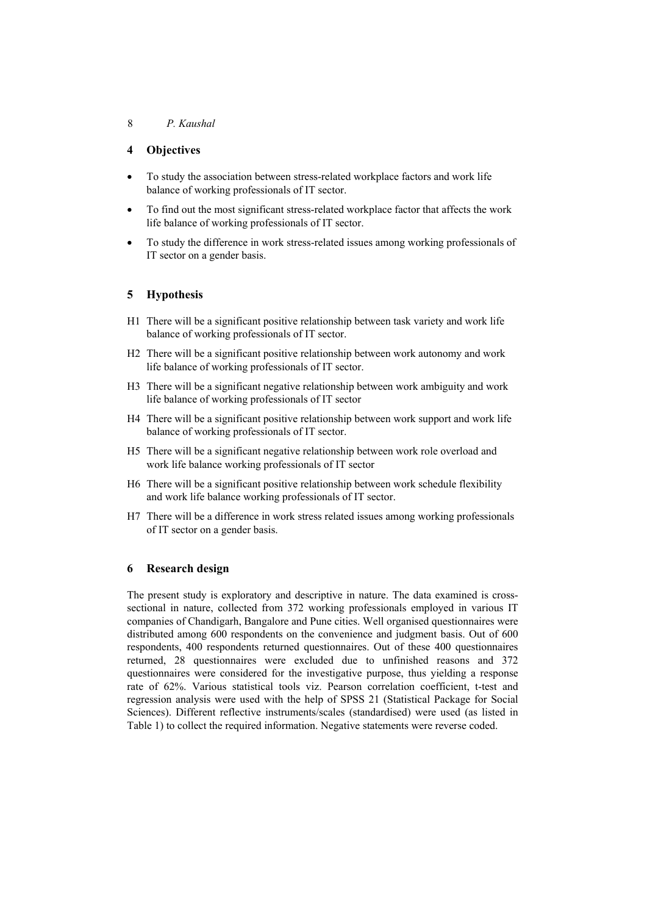## 4 Objectives

- To study the association between stress-related workplace factors and work life balance of working professionals of IT sector.
- To find out the most significant stress-related workplace factor that affects the work life balance of working professionals of IT sector.
- To study the difference in work stress-related issues among working professionals of IT sector on a gender basis.

## 5 Hypothesis

H1 There will be a significant positive relationship between task variety and work life balance of working professionals of IT sector.

H2 There will be a significant positive relationship between work autonomy and work life balance of working professionals of IT sector.

H3 There will be a significant negative relationship between work ambiguity and work life balance of working professionals of IT sector

H4 There will be a significant positive relationship between work support and work life balance of working professionals of IT sector.

H5 There will be a significant negative relationship between work role overload and work life balance working professionals of IT sector

H6 There will be a significant positive relationship between work schedule flexibility and work life balance working professionals of IT sector.

H7 There will be a difference in work stress related issues among working professionals of IT sector on a gender basis.

## 6 Research design

The present study is exploratory and descriptive in nature. The data examined is cross-sectional in nature, collected from 372 working professionals employed in various IT companies of Chandigarh, Bangalore and Pune cities. Well organised questionnaires were distributed among 600 respondents on the convenience and judgment basis. Out of 600 respondents, 400 respondents returned questionnaires. Out of these 400 questionnaires returned, 28 questionnaires were excluded due to unfinished reasons and 372 questionnaires were considered for the investigative purpose, thus yielding a response rate of 62%. Various statistical tools viz. Pearson correlation coefficient, t-test and regression analysis were used with the help of SPSS 21 (Statistical Package for Social Sciences). Different reflective instruments/scales (standardised) were used (as listed in Table 1) to collect the required information. Negative statements were reverse coded.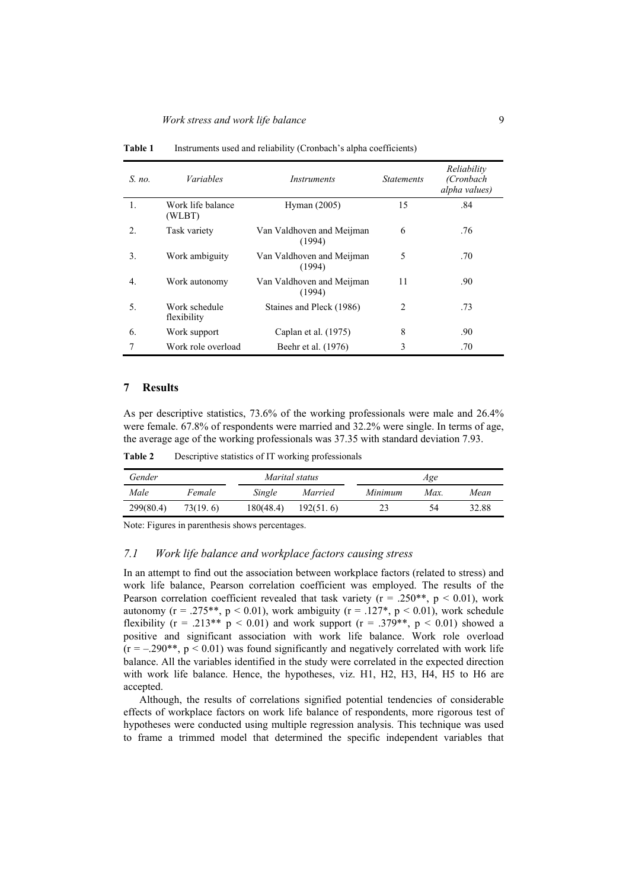**Table 1** Instruments used and reliability (Cronbach's alpha coefficients)

| *S. no.* | *Variables* | *Instruments* | *Statements* | *Reliability (Cronbach alpha values)* |
|---|---|---|---|---|
| 1. | Work life balance (WLBT) | Hyman (2005) | 15 | .84 |
| 2. | Task variety | Van Valdhoven and Meijman (1994) | 6 | .76 |
| 3. | Work ambiguity | Van Valdhoven and Meijman (1994) | 5 | .70 |
| 4. | Work autonomy | Van Valdhoven and Meijman (1994) | 11 | .90 |
| 5. | Work schedule flexibility | Staines and Pleck (1986) | 2 | .73 |
| 6. | Work support | Caplan et al. (1975) | 8 | .90 |
| 7 | Work role overload | Beehr et al. (1976) | 3 | .70 |

## 7 Results

As per descriptive statistics, 73.6% of the working professionals were male and 26.4% were female. 67.8% of respondents were married and 32.2% were single. In terms of age, the average age of the working professionals was 37.35 with standard deviation 7.93.

**Table 2** Descriptive statistics of IT working professionals

| *Gender* | | *Marital status* | | *Age* | | |
|---|---|---|---|---|---|---|
| *Male* | *Female* | *Single* | *Married* | *Minimum* | *Max.* | *Mean* |
| 299(80.4) | 73(19. 6) | 180(48.4) | 192(51. 6) | 23 | 54 | 32.88 |

Note: Figures in parenthesis shows percentages.

### 7.1 *Work life balance and workplace factors causing stress*

In an attempt to find out the association between workplace factors (related to stress) and work life balance, Pearson correlation coefficient was employed. The results of the Pearson correlation coefficient revealed that task variety ($r = .250^{**}$, $p < 0.01$), work autonomy ($r = .275^{**}$, $p < 0.01$), work ambiguity ($r = .127^{*}$, $p < 0.01$), work schedule flexibility ($r = .213^{**}$ $p < 0.01$) and work support ($r = .379^{**}$, $p < 0.01$) showed a positive and significant association with work life balance. Work role overload ($r = -.290^{**}$, $p < 0.01$) was found significantly and negatively correlated with work life balance. All the variables identified in the study were correlated in the expected direction with work life balance. Hence, the hypotheses, viz. H1, H2, H3, H4, H5 to H6 are accepted.

Although, the results of correlations signified potential tendencies of considerable effects of workplace factors on work life balance of respondents, more rigorous test of hypotheses were conducted using multiple regression analysis. This technique was used to frame a trimmed model that determined the specific independent variables that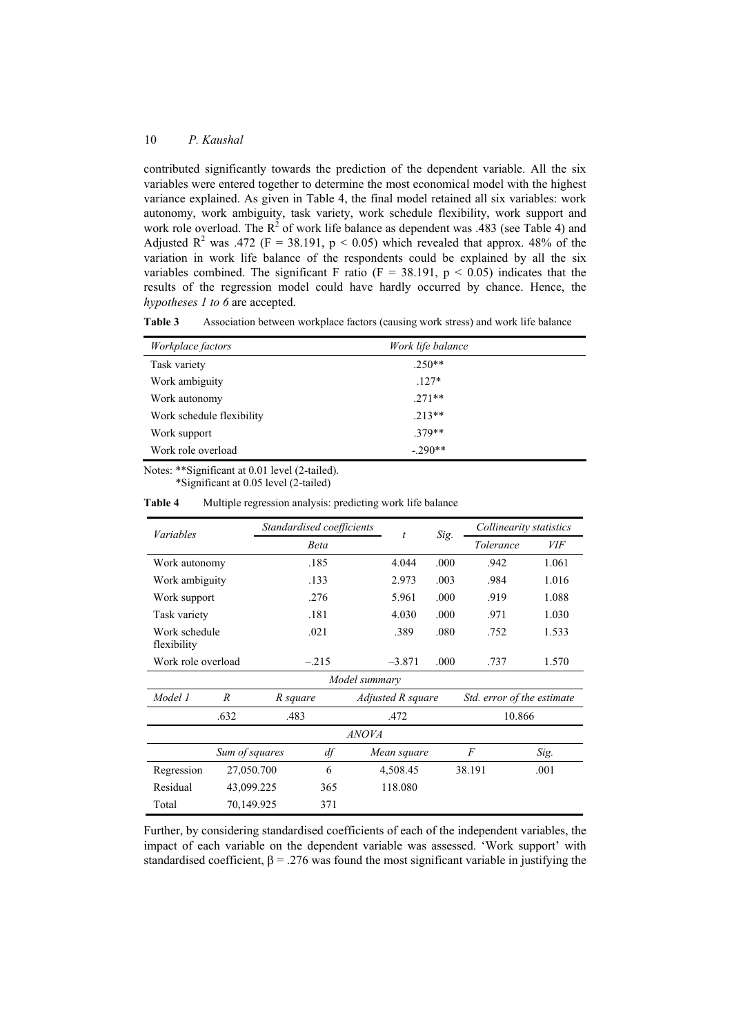contributed significantly towards the prediction of the dependent variable. All the six variables were entered together to determine the most economical model with the highest variance explained. As given in Table 4, the final model retained all six variables: work autonomy, work ambiguity, task variety, work schedule flexibility, work support and work role overload. The $R^2$ of work life balance as dependent was .483 (see Table 4) and Adjusted $R^2$ was .472 ($F = 38.191$, $p < 0.05$) which revealed that approx. 48% of the variation in work life balance of the respondents could be explained by all the six variables combined. The significant F ratio ($F = 38.191$, $p < 0.05$) indicates that the results of the regression model could have hardly occurred by chance. Hence, the *hypotheses 1 to 6* are accepted.

**Table 3** Association between workplace factors (causing work stress) and work life balance

| *Workplace factors* | *Work life balance* |
|---|---|
| Task variety | .250** |
| Work ambiguity | .127* |
| Work autonomy | .271** |
| Work schedule flexibility | .213** |
| Work support | .379** |
| Work role overload | -.290** |

Notes: **Significant at 0.01 level (2-tailed).
*Significant at 0.05 level (2-tailed)

**Table 4** Multiple regression analysis: predicting work life balance

| *Variables* | *Standardised coefficients* | *t* | *Sig.* | *Collinearity statistics* | |
|---|---|---|---|---|---|
| | *Beta* | | | *Tolerance* | *VIF* |
| Work autonomy | .185 | 4.044 | .000 | .942 | 1.061 |
| Work ambiguity | .133 | 2.973 | .003 | .984 | 1.016 |
| Work support | .276 | 5.961 | .000 | .919 | 1.088 |
| Task variety | .181 | 4.030 | .000 | .971 | 1.030 |
| Work schedule flexibility | .021 | .389 | .080 | .752 | 1.533 |
| Work role overload | –.215 | –3.871 | .000 | .737 | 1.570 |

*Model summary*

| *Model 1* | *R* | *R square* | *Adjusted R square* | *Std. error of the estimate* |
|---|---|---|---|---|
| | .632 | .483 | .472 | 10.866 |

*ANOVA*

| | *Sum of squares* | *df* | *Mean square* | *F* | *Sig.* |
|---|---|---|---|---|---|
| Regression | 27,050.700 | 6 | 4,508.45 | 38.191 | .001 |
| Residual | 43,099.225 | 365 | 118.080 | | |
| Total | 70,149.925 | 371 | | | |

Further, by considering standardised coefficients of each of the independent variables, the impact of each variable on the dependent variable was assessed. 'Work support' with standardised coefficient, $\beta = .276$ was found the most significant variable in justifying the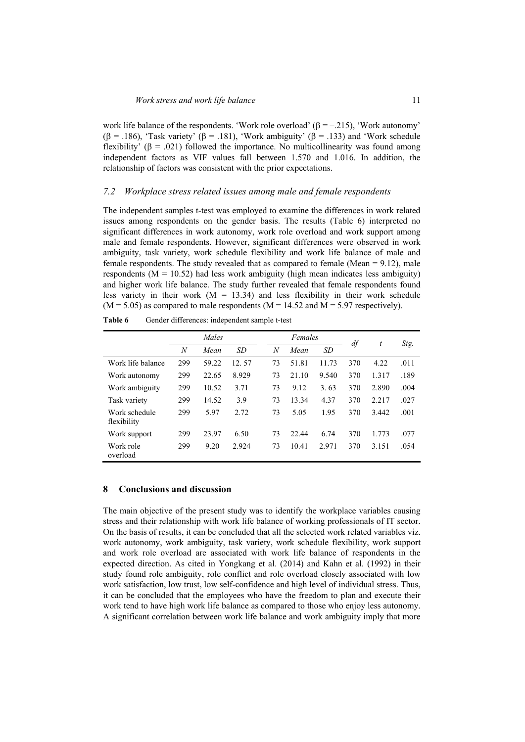work life balance of the respondents. 'Work role overload' (β = –.215), 'Work autonomy' (β = .186), 'Task variety' (β = .181), 'Work ambiguity' (β = .133) and 'Work schedule flexibility' (β = .021) followed the importance. No multicollinearity was found among independent factors as VIF values fall between 1.570 and 1.016. In addition, the relationship of factors was consistent with the prior expectations.

### *7.2 Workplace stress related issues among male and female respondents*

The independent samples t-test was employed to examine the differences in work related issues among respondents on the gender basis. The results (Table 6) interpreted no significant differences in work autonomy, work role overload and work support among male and female respondents. However, significant differences were observed in work ambiguity, task variety, work schedule flexibility and work life balance of male and female respondents. The study revealed that as compared to female (Mean = 9.12), male respondents (M = 10.52) had less work ambiguity (high mean indicates less ambiguity) and higher work life balance. The study further revealed that female respondents found less variety in their work (M = 13.34) and less flexibility in their work schedule (M = 5.05) as compared to male respondents (M = 14.52 and M = 5.97 respectively).

**Table 6** Gender differences: independent sample t-test

| | *Males* | | | *Females* | | | *df* | *t* | *Sig.* |
|---|---|---|---|---|---|---|---|---|---|
| | *N* | *Mean* | *SD* | *N* | *Mean* | *SD* | | | |
| Work life balance | 299 | 59.22 | 12. 57 | 73 | 51.81 | 11.73 | 370 | 4.22 | .011 |
| Work autonomy | 299 | 22.65 | 8.929 | 73 | 21.10 | 9.540 | 370 | 1.317 | .189 |
| Work ambiguity | 299 | 10.52 | 3.71 | 73 | 9.12 | 3. 63 | 370 | 2.890 | .004 |
| Task variety | 299 | 14.52 | 3.9 | 73 | 13.34 | 4.37 | 370 | 2.217 | .027 |
| Work schedule flexibility | 299 | 5.97 | 2.72 | 73 | 5.05 | 1.95 | 370 | 3.442 | .001 |
| Work support | 299 | 23.97 | 6.50 | 73 | 22.44 | 6.74 | 370 | 1.773 | .077 |
| Work role overload | 299 | 9.20 | 2.924 | 73 | 10.41 | 2.971 | 370 | 3.151 | .054 |

## 8 Conclusions and discussion

The main objective of the present study was to identify the workplace variables causing stress and their relationship with work life balance of working professionals of IT sector. On the basis of results, it can be concluded that all the selected work related variables viz. work autonomy, work ambiguity, task variety, work schedule flexibility, work support and work role overload are associated with work life balance of respondents in the expected direction. As cited in Yongkang et al. (2014) and Kahn et al. (1992) in their study found role ambiguity, role conflict and role overload closely associated with low work satisfaction, low trust, low self-confidence and high level of individual stress. Thus, it can be concluded that the employees who have the freedom to plan and execute their work tend to have high work life balance as compared to those who enjoy less autonomy. A significant correlation between work life balance and work ambiguity imply that more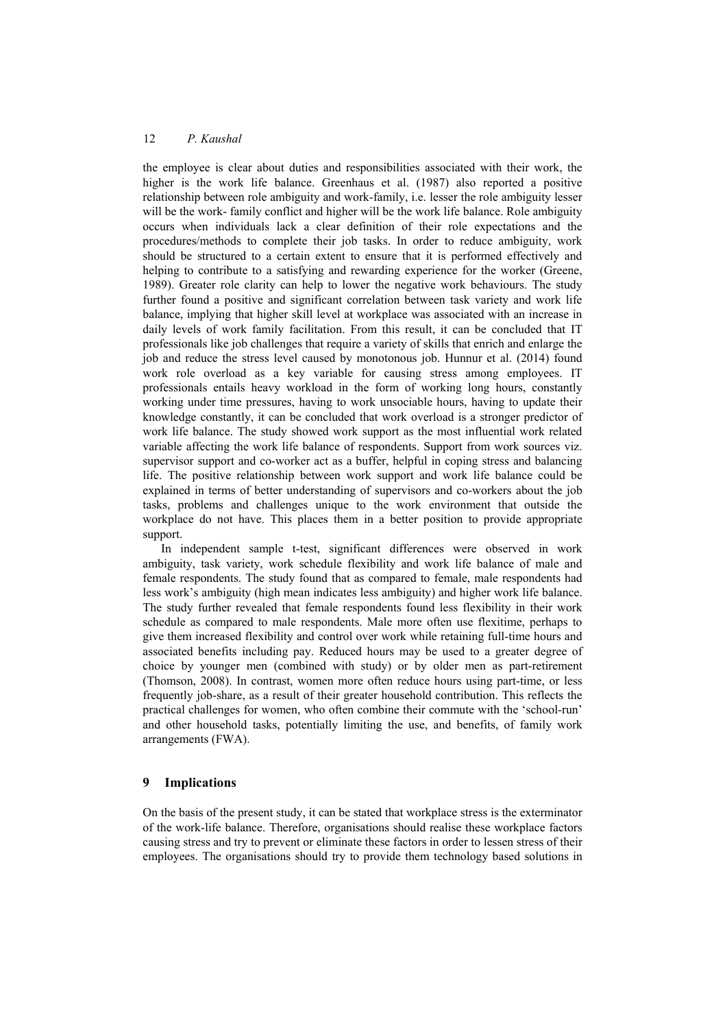the employee is clear about duties and responsibilities associated with their work, the higher is the work life balance. Greenhaus et al. (1987) also reported a positive relationship between role ambiguity and work-family, i.e. lesser the role ambiguity lesser will be the work- family conflict and higher will be the work life balance. Role ambiguity occurs when individuals lack a clear definition of their role expectations and the procedures/methods to complete their job tasks. In order to reduce ambiguity, work should be structured to a certain extent to ensure that it is performed effectively and helping to contribute to a satisfying and rewarding experience for the worker (Greene, 1989). Greater role clarity can help to lower the negative work behaviours. The study further found a positive and significant correlation between task variety and work life balance, implying that higher skill level at workplace was associated with an increase in daily levels of work family facilitation. From this result, it can be concluded that IT professionals like job challenges that require a variety of skills that enrich and enlarge the job and reduce the stress level caused by monotonous job. Hunnur et al. (2014) found work role overload as a key variable for causing stress among employees. IT professionals entails heavy workload in the form of working long hours, constantly working under time pressures, having to work unsociable hours, having to update their knowledge constantly, it can be concluded that work overload is a stronger predictor of work life balance. The study showed work support as the most influential work related variable affecting the work life balance of respondents. Support from work sources viz. supervisor support and co-worker act as a buffer, helpful in coping stress and balancing life. The positive relationship between work support and work life balance could be explained in terms of better understanding of supervisors and co-workers about the job tasks, problems and challenges unique to the work environment that outside the workplace do not have. This places them in a better position to provide appropriate support.

In independent sample t-test, significant differences were observed in work ambiguity, task variety, work schedule flexibility and work life balance of male and female respondents. The study found that as compared to female, male respondents had less work's ambiguity (high mean indicates less ambiguity) and higher work life balance. The study further revealed that female respondents found less flexibility in their work schedule as compared to male respondents. Male more often use flexitime, perhaps to give them increased flexibility and control over work while retaining full-time hours and associated benefits including pay. Reduced hours may be used to a greater degree of choice by younger men (combined with study) or by older men as part-retirement (Thomson, 2008). In contrast, women more often reduce hours using part-time, or less frequently job-share, as a result of their greater household contribution. This reflects the practical challenges for women, who often combine their commute with the 'school-run' and other household tasks, potentially limiting the use, and benefits, of family work arrangements (FWA).

## 9 Implications

On the basis of the present study, it can be stated that workplace stress is the exterminator of the work-life balance. Therefore, organisations should realise these workplace factors causing stress and try to prevent or eliminate these factors in order to lessen stress of their employees. The organisations should try to provide them technology based solutions in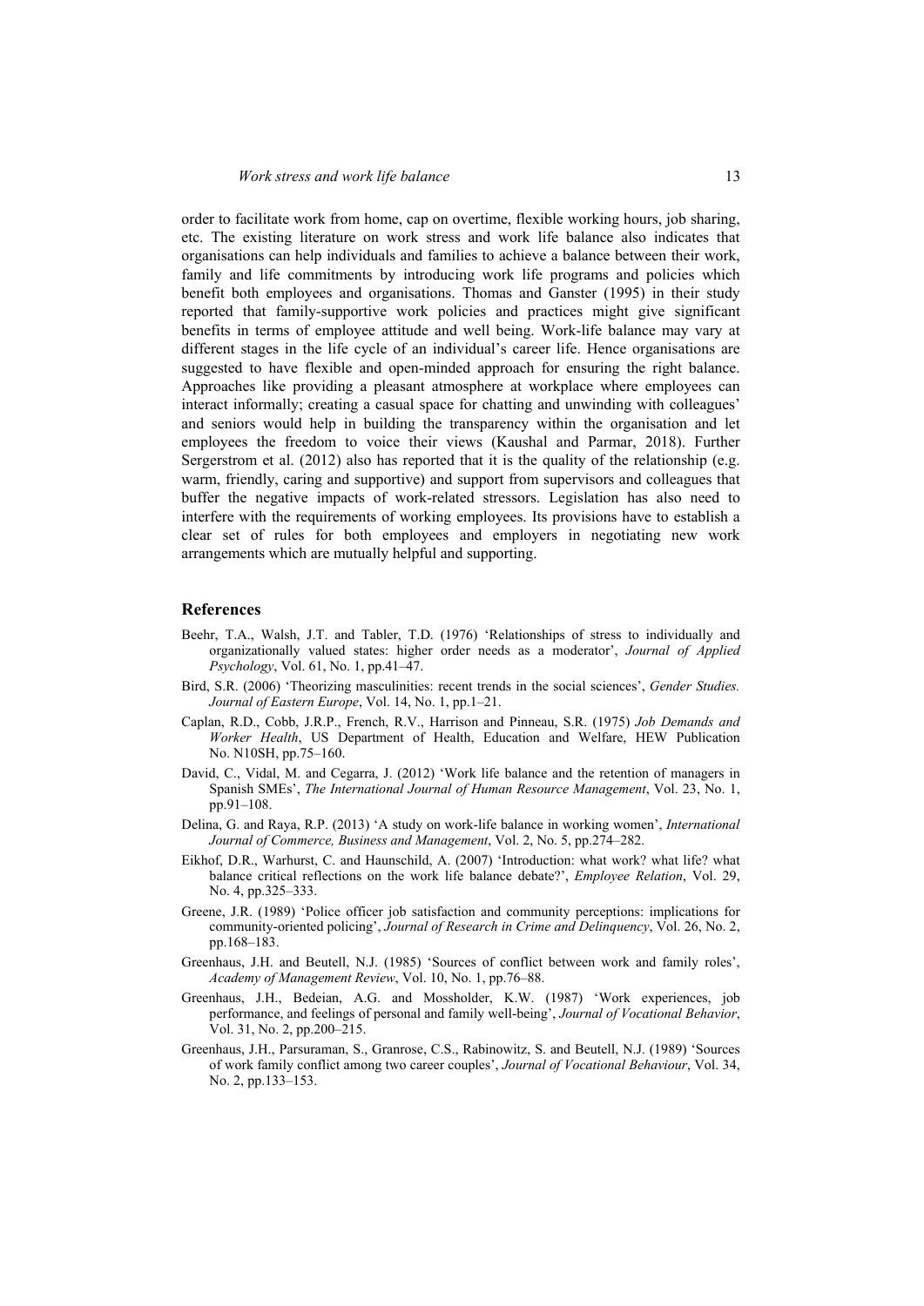order to facilitate work from home, cap on overtime, flexible working hours, job sharing, etc. The existing literature on work stress and work life balance also indicates that organisations can help individuals and families to achieve a balance between their work, family and life commitments by introducing work life programs and policies which benefit both employees and organisations. Thomas and Ganster (1995) in their study reported that family-supportive work policies and practices might give significant benefits in terms of employee attitude and well being. Work-life balance may vary at different stages in the life cycle of an individual's career life. Hence organisations are suggested to have flexible and open-minded approach for ensuring the right balance. Approaches like providing a pleasant atmosphere at workplace where employees can interact informally; creating a casual space for chatting and unwinding with colleagues' and seniors would help in building the transparency within the organisation and let employees the freedom to voice their views (Kaushal and Parmar, 2018). Further Sergerstrom et al. (2012) also has reported that it is the quality of the relationship (e.g. warm, friendly, caring and supportive) and support from supervisors and colleagues that buffer the negative impacts of work-related stressors. Legislation has also need to interfere with the requirements of working employees. Its provisions have to establish a clear set of rules for both employees and employers in negotiating new work arrangements which are mutually helpful and supporting.

## References

Beehr, T.A., Walsh, J.T. and Tabler, T.D. (1976) 'Relationships of stress to individually and organizationally valued states: higher order needs as a moderator', *Journal of Applied Psychology*, Vol. 61, No. 1, pp.41–47.

Bird, S.R. (2006) 'Theorizing masculinities: recent trends in the social sciences', *Gender Studies. Journal of Eastern Europe*, Vol. 14, No. 1, pp.1–21.

Caplan, R.D., Cobb, J.R.P., French, R.V., Harrison and Pinneau, S.R. (1975) *Job Demands and Worker Health*, US Department of Health, Education and Welfare, HEW Publication No. N10SH, pp.75–160.

David, C., Vidal, M. and Cegarra, J. (2012) 'Work life balance and the retention of managers in Spanish SMEs', *The International Journal of Human Resource Management*, Vol. 23, No. 1, pp.91–108.

Delina, G. and Raya, R.P. (2013) 'A study on work-life balance in working women', *International Journal of Commerce, Business and Management*, Vol. 2, No. 5, pp.274–282.

Eikhof, D.R., Warhurst, C. and Haunschild, A. (2007) 'Introduction: what work? what life? what balance critical reflections on the work life balance debate?', *Employee Relation*, Vol. 29, No. 4, pp.325–333.

Greene, J.R. (1989) 'Police officer job satisfaction and community perceptions: implications for community-oriented policing', *Journal of Research in Crime and Delinquency*, Vol. 26, No. 2, pp.168–183.

Greenhaus, J.H. and Beutell, N.J. (1985) 'Sources of conflict between work and family roles', *Academy of Management Review*, Vol. 10, No. 1, pp.76–88.

Greenhaus, J.H., Bedeian, A.G. and Mossholder, K.W. (1987) 'Work experiences, job performance, and feelings of personal and family well-being', *Journal of Vocational Behavior*, Vol. 31, No. 2, pp.200–215.

Greenhaus, J.H., Parsuraman, S., Granrose, C.S., Rabinowitz, S. and Beutell, N.J. (1989) 'Sources of work family conflict among two career couples', *Journal of Vocational Behaviour*, Vol. 34, No. 2, pp.133–153.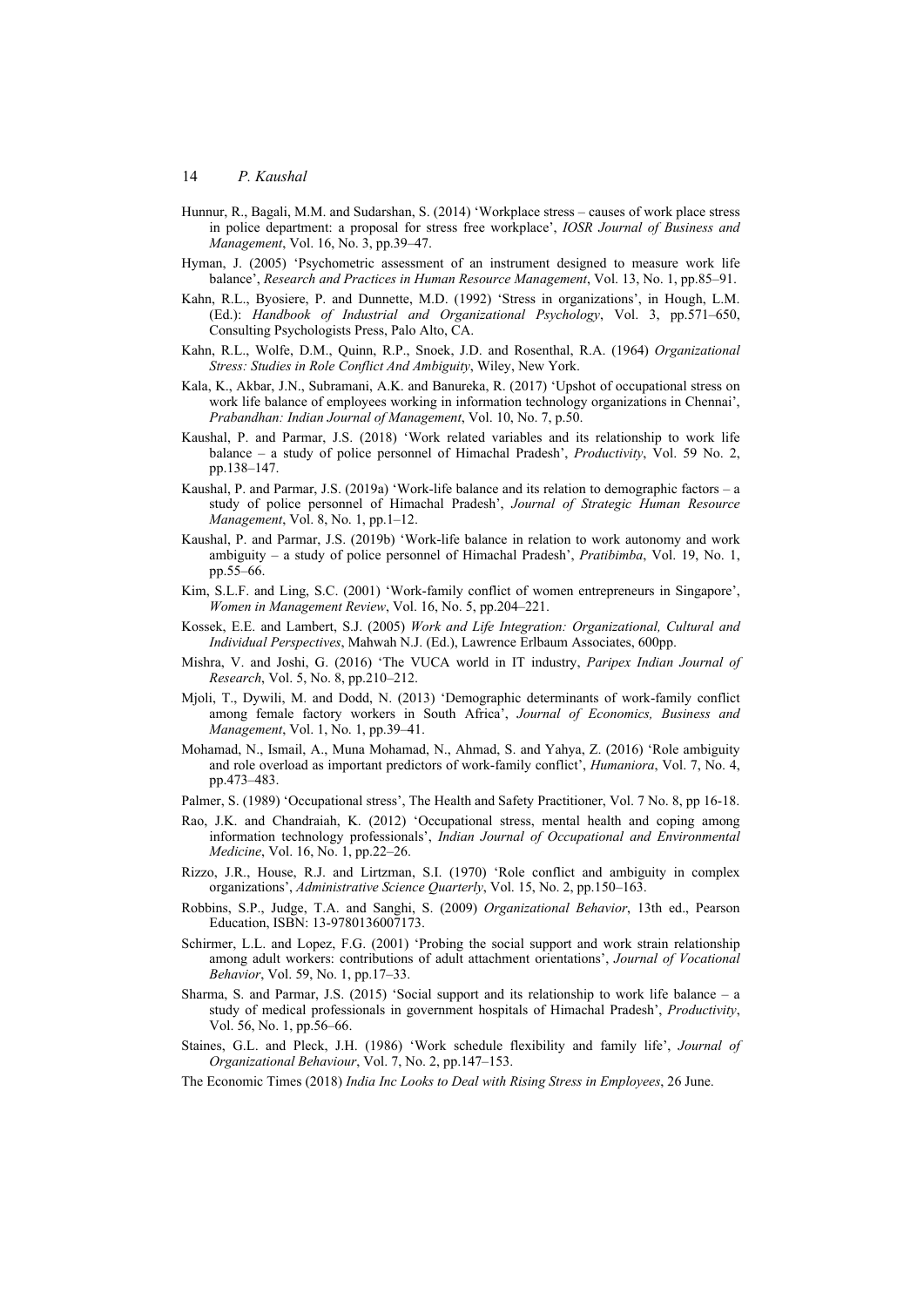Hunnur, R., Bagali, M.M. and Sudarshan, S. (2014) 'Workplace stress – causes of work place stress in police department: a proposal for stress free workplace', *IOSR Journal of Business and Management*, Vol. 16, No. 3, pp.39–47.

Hyman, J. (2005) 'Psychometric assessment of an instrument designed to measure work life balance', *Research and Practices in Human Resource Management*, Vol. 13, No. 1, pp.85–91.

Kahn, R.L., Byosiere, P. and Dunnette, M.D. (1992) 'Stress in organizations', in Hough, L.M. (Ed.): *Handbook of Industrial and Organizational Psychology*, Vol. 3, pp.571–650, Consulting Psychologists Press, Palo Alto, CA.

Kahn, R.L., Wolfe, D.M., Quinn, R.P., Snoek, J.D. and Rosenthal, R.A. (1964) *Organizational Stress: Studies in Role Conflict And Ambiguity*, Wiley, New York.

Kala, K., Akbar, J.N., Subramani, A.K. and Banureka, R. (2017) 'Upshot of occupational stress on work life balance of employees working in information technology organizations in Chennai', *Prabandhan: Indian Journal of Management*, Vol. 10, No. 7, p.50.

Kaushal, P. and Parmar, J.S. (2018) 'Work related variables and its relationship to work life balance – a study of police personnel of Himachal Pradesh', *Productivity*, Vol. 59 No. 2, pp.138–147.

Kaushal, P. and Parmar, J.S. (2019a) 'Work-life balance and its relation to demographic factors – a study of police personnel of Himachal Pradesh', *Journal of Strategic Human Resource Management*, Vol. 8, No. 1, pp.1–12.

Kaushal, P. and Parmar, J.S. (2019b) 'Work-life balance in relation to work autonomy and work ambiguity – a study of police personnel of Himachal Pradesh', *Pratibimba*, Vol. 19, No. 1, pp.55–66.

Kim, S.L.F. and Ling, S.C. (2001) 'Work-family conflict of women entrepreneurs in Singapore', *Women in Management Review*, Vol. 16, No. 5, pp.204–221.

Kossek, E.E. and Lambert, S.J. (2005) *Work and Life Integration: Organizational, Cultural and Individual Perspectives*, Mahwah N.J. (Ed.), Lawrence Erlbaum Associates, 600pp.

Mishra, V. and Joshi, G. (2016) 'The VUCA world in IT industry, *Paripex Indian Journal of Research*, Vol. 5, No. 8, pp.210–212.

Mjoli, T., Dywili, M. and Dodd, N. (2013) 'Demographic determinants of work-family conflict among female factory workers in South Africa', *Journal of Economics, Business and Management*, Vol. 1, No. 1, pp.39–41.

Mohamad, N., Ismail, A., Muna Mohamad, N., Ahmad, S. and Yahya, Z. (2016) 'Role ambiguity and role overload as important predictors of work-family conflict', *Humaniora*, Vol. 7, No. 4, pp.473–483.

Palmer, S. (1989) 'Occupational stress', The Health and Safety Practitioner, Vol. 7 No. 8, pp 16-18.

Rao, J.K. and Chandraiah, K. (2012) 'Occupational stress, mental health and coping among information technology professionals', *Indian Journal of Occupational and Environmental Medicine*, Vol. 16, No. 1, pp.22–26.

Rizzo, J.R., House, R.J. and Lirtzman, S.I. (1970) 'Role conflict and ambiguity in complex organizations', *Administrative Science Quarterly*, Vol. 15, No. 2, pp.150–163.

Robbins, S.P., Judge, T.A. and Sanghi, S. (2009) *Organizational Behavior*, 13th ed., Pearson Education, ISBN: 13-9780136007173.

Schirmer, L.L. and Lopez, F.G. (2001) 'Probing the social support and work strain relationship among adult workers: contributions of adult attachment orientations', *Journal of Vocational Behavior*, Vol. 59, No. 1, pp.17–33.

Sharma, S. and Parmar, J.S. (2015) 'Social support and its relationship to work life balance – a study of medical professionals in government hospitals of Himachal Pradesh', *Productivity*, Vol. 56, No. 1, pp.56–66.

Staines, G.L. and Pleck, J.H. (1986) 'Work schedule flexibility and family life', *Journal of Organizational Behaviour*, Vol. 7, No. 2, pp.147–153.

The Economic Times (2018) *India Inc Looks to Deal with Rising Stress in Employees*, 26 June.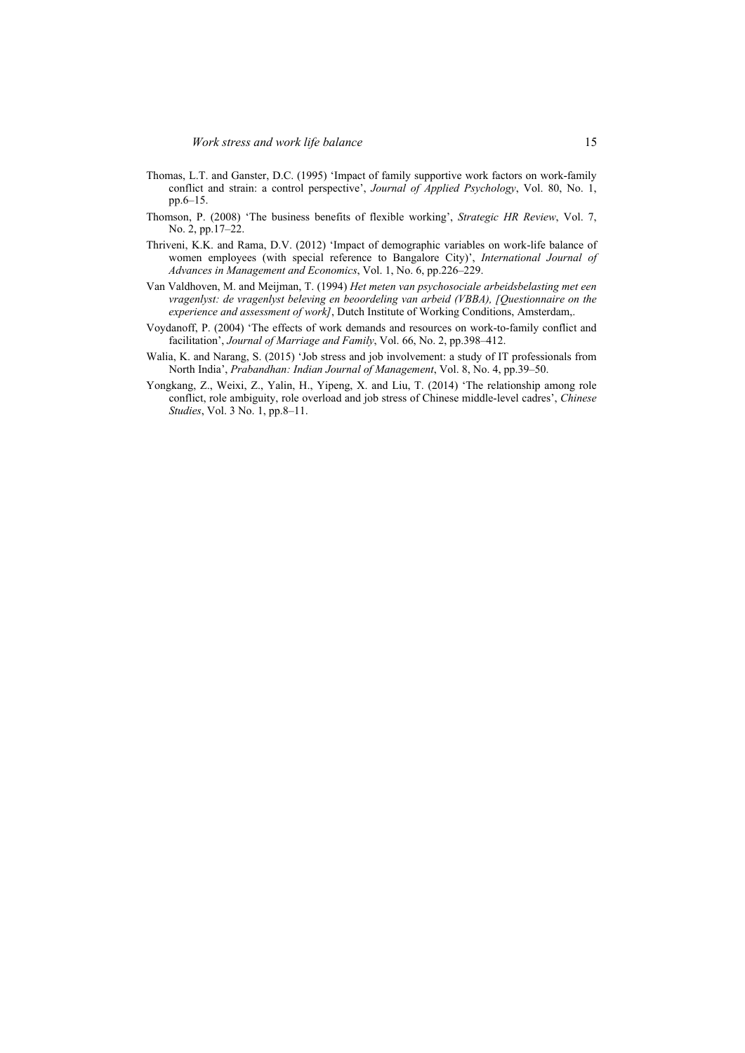Thomas, L.T. and Ganster, D.C. (1995) 'Impact of family supportive work factors on work-family conflict and strain: a control perspective', *Journal of Applied Psychology*, Vol. 80, No. 1, pp.6–15.

Thomson, P. (2008) 'The business benefits of flexible working', *Strategic HR Review*, Vol. 7, No. 2, pp.17–22.

Thriveni, K.K. and Rama, D.V. (2012) 'Impact of demographic variables on work-life balance of women employees (with special reference to Bangalore City)', *International Journal of Advances in Management and Economics*, Vol. 1, No. 6, pp.226–229.

Van Valdhoven, M. and Meijman, T. (1994) *Het meten van psychosociale arbeidsbelasting met een vragenlyst: de vragenlyst beleving en beoordeling van arbeid (VBBA), [Questionnaire on the experience and assessment of work]*, Dutch Institute of Working Conditions, Amsterdam,.

Voydanoff, P. (2004) 'The effects of work demands and resources on work-to-family conflict and facilitation', *Journal of Marriage and Family*, Vol. 66, No. 2, pp.398–412.

Walia, K. and Narang, S. (2015) 'Job stress and job involvement: a study of IT professionals from North India', *Prabandhan: Indian Journal of Management*, Vol. 8, No. 4, pp.39–50.

Yongkang, Z., Weixi, Z., Yalin, H., Yipeng, X. and Liu, T. (2014) 'The relationship among role conflict, role ambiguity, role overload and job stress of Chinese middle-level cadres', *Chinese Studies*, Vol. 3 No. 1, pp.8–11.